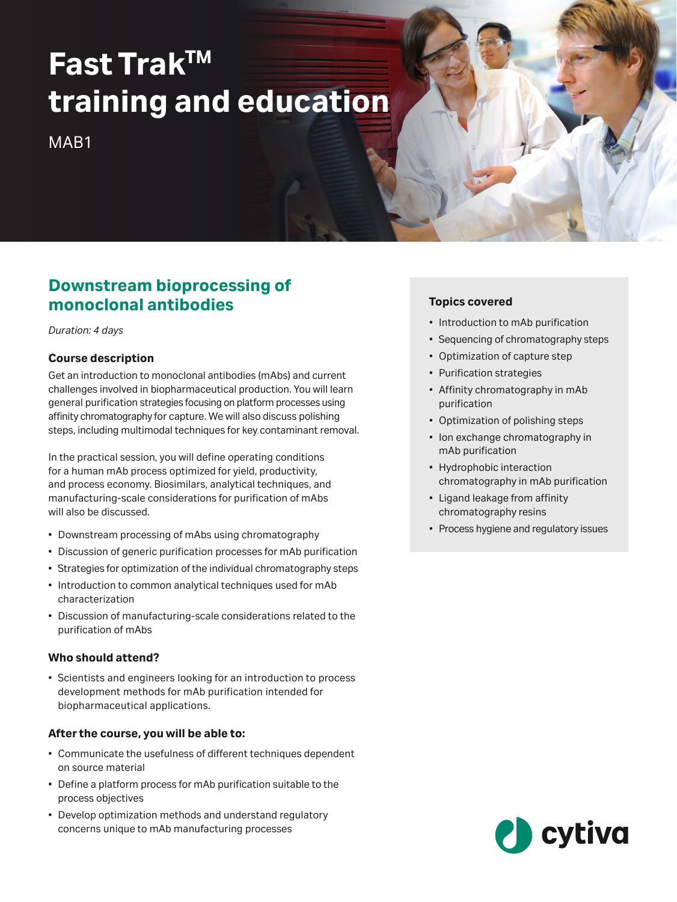# Fast Trak™ training and education

MAB1

## Downstream bioprocessing of monoclonal antibodies

*Duration: 4 days*

### Course description

Get an introduction to monoclonal antibodies (mAbs) and current challenges involved in biopharmaceutical production. You will learn general purification strategies focusing on platform processes using affinity chromatography for capture. We will also discuss polishing steps, including multimodal techniques for key contaminant removal.

In the practical session, you will define operating conditions for a human mAb process optimized for yield, productivity, and process economy. Biosimilars, analytical techniques, and manufacturing-scale considerations for purification of mAbs will also be discussed.

- Downstream processing of mAbs using chromatography
- Discussion of generic purification processes for mAb purification
- Strategies for optimization of the individual chromatography steps
- Introduction to common analytical techniques used for mAb characterization
- Discussion of manufacturing-scale considerations related to the purification of mAbs

### Who should attend?

- Scientists and engineers looking for an introduction to process development methods for mAb purification intended for biopharmaceutical applications.

### After the course, you will be able to:

- Communicate the usefulness of different techniques dependent on source material
- Define a platform process for mAb purification suitable to the process objectives
- Develop optimization methods and understand regulatory concerns unique to mAb manufacturing processes

### Topics covered

- Introduction to mAb purification
- Sequencing of chromatography steps
- Optimization of capture step
- Purification strategies
- Affinity chromatography in mAb purification
- Optimization of polishing steps
- Ion exchange chromatography in mAb purification
- Hydrophobic interaction chromatography in mAb purification
- Ligand leakage from affinity chromatography resins
- Process hygiene and regulatory issues

cytiva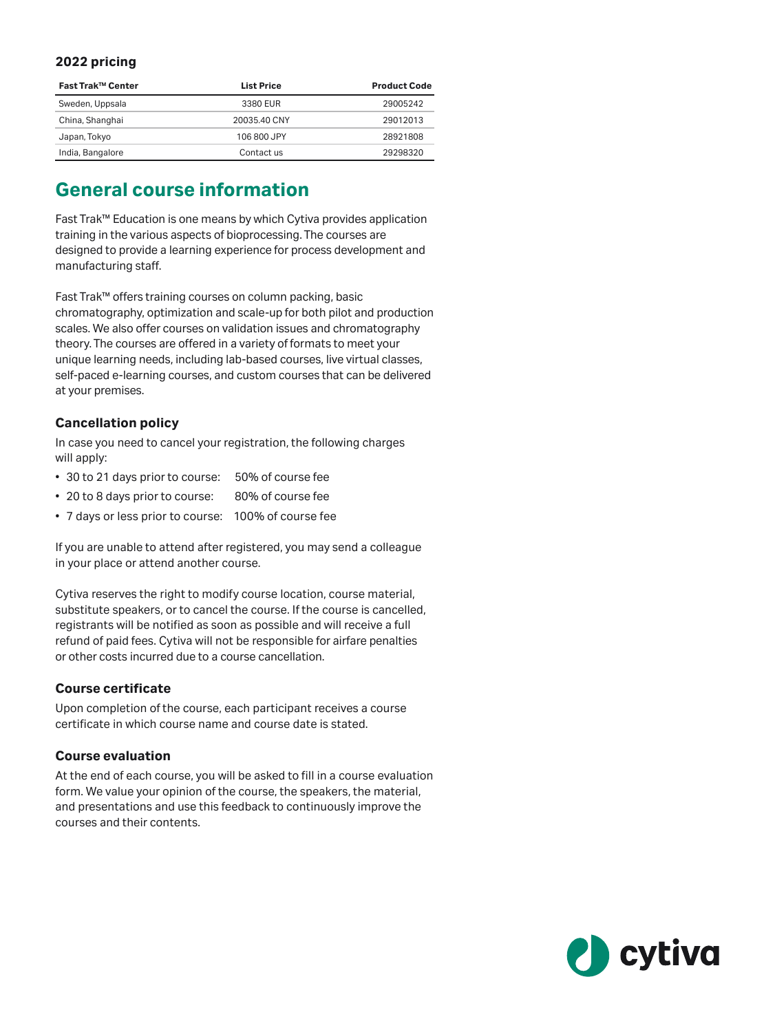### 2022 pricing

| Fast Trak™ Center | List Price | Product Code |
| --- | --- | --- |
| Sweden, Uppsala | 3380 EUR | 29005242 |
| China, Shanghai | 20035.40 CNY | 29012013 |
| Japan, Tokyo | 106 800 JPY | 28921808 |
| India, Bangalore | Contact us | 29298320 |

## General course information

Fast Trak™ Education is one means by which Cytiva provides application training in the various aspects of bioprocessing. The courses are designed to provide a learning experience for process development and manufacturing staff.

Fast Trak™ offers training courses on column packing, basic chromatography, optimization and scale-up for both pilot and production scales. We also offer courses on validation issues and chromatography theory. The courses are offered in a variety of formats to meet your unique learning needs, including lab-based courses, live virtual classes, self-paced e-learning courses, and custom courses that can be delivered at your premises.

### Cancellation policy

In case you need to cancel your registration, the following charges will apply:

- 30 to 21 days prior to course: 50% of course fee
- 20 to 8 days prior to course: 80% of course fee
- 7 days or less prior to course: 100% of course fee

If you are unable to attend after registered, you may send a colleague in your place or attend another course.

Cytiva reserves the right to modify course location, course material, substitute speakers, or to cancel the course. If the course is cancelled, registrants will be notified as soon as possible and will receive a full refund of paid fees. Cytiva will not be responsible for airfare penalties or other costs incurred due to a course cancellation.

### Course certificate

Upon completion of the course, each participant receives a course certificate in which course name and course date is stated.

### Course evaluation

At the end of each course, you will be asked to fill in a course evaluation form. We value your opinion of the course, the speakers, the material, and presentations and use this feedback to continuously improve the courses and their contents.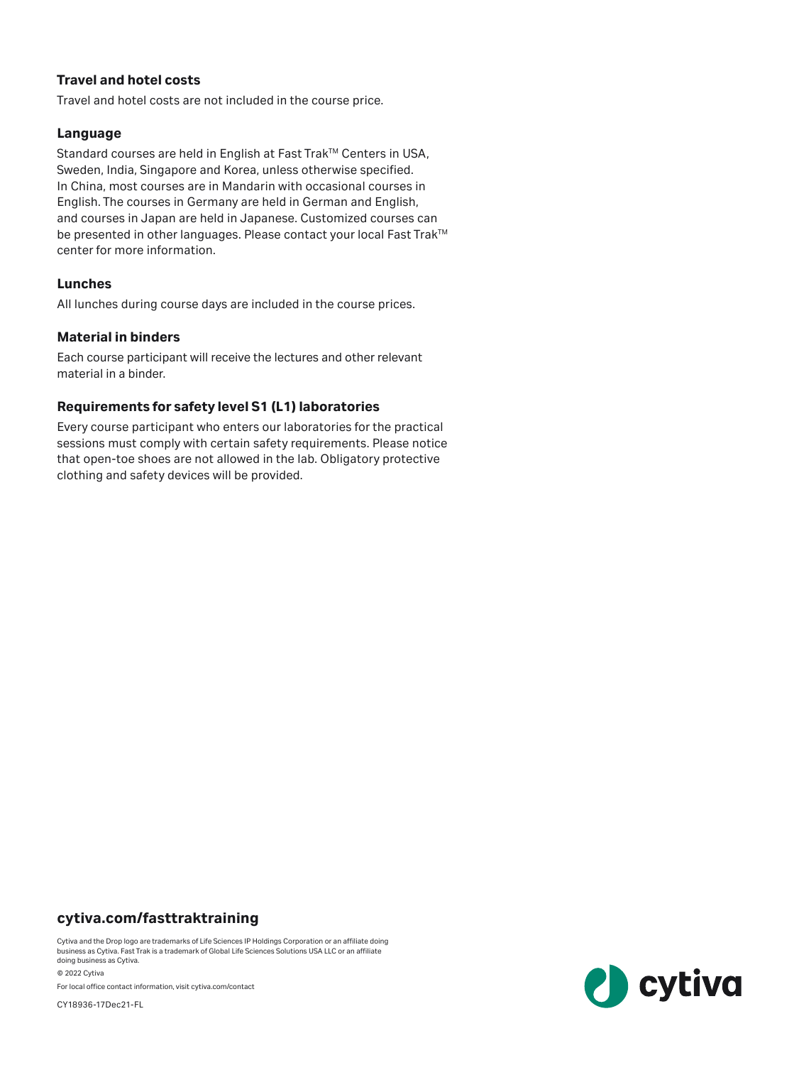### Travel and hotel costs

Travel and hotel costs are not included in the course price.

### Language

Standard courses are held in English at Fast Trak™ Centers in USA, Sweden, India, Singapore and Korea, unless otherwise specified. In China, most courses are in Mandarin with occasional courses in English. The courses in Germany are held in German and English, and courses in Japan are held in Japanese. Customized courses can be presented in other languages. Please contact your local Fast Trak™ center for more information.

### Lunches

All lunches during course days are included in the course prices.

### Material in binders

Each course participant will receive the lectures and other relevant material in a binder.

### Requirements for safety level S1 (L1) laboratories

Every course participant who enters our laboratories for the practical sessions must comply with certain safety requirements. Please notice that open-toe shoes are not allowed in the lab. Obligatory protective clothing and safety devices will be provided.

**cytiva.com/fasttraktraining**

Cytiva and the Drop logo are trademarks of Life Sciences IP Holdings Corporation or an affiliate doing business as Cytiva. Fast Trak is a trademark of Global Life Sciences Solutions USA LLC or an affiliate doing business as Cytiva.

© 2022 Cytiva

For local office contact information, visit cytiva.com/contact

CY18936-17Dec21-FL

cytiva